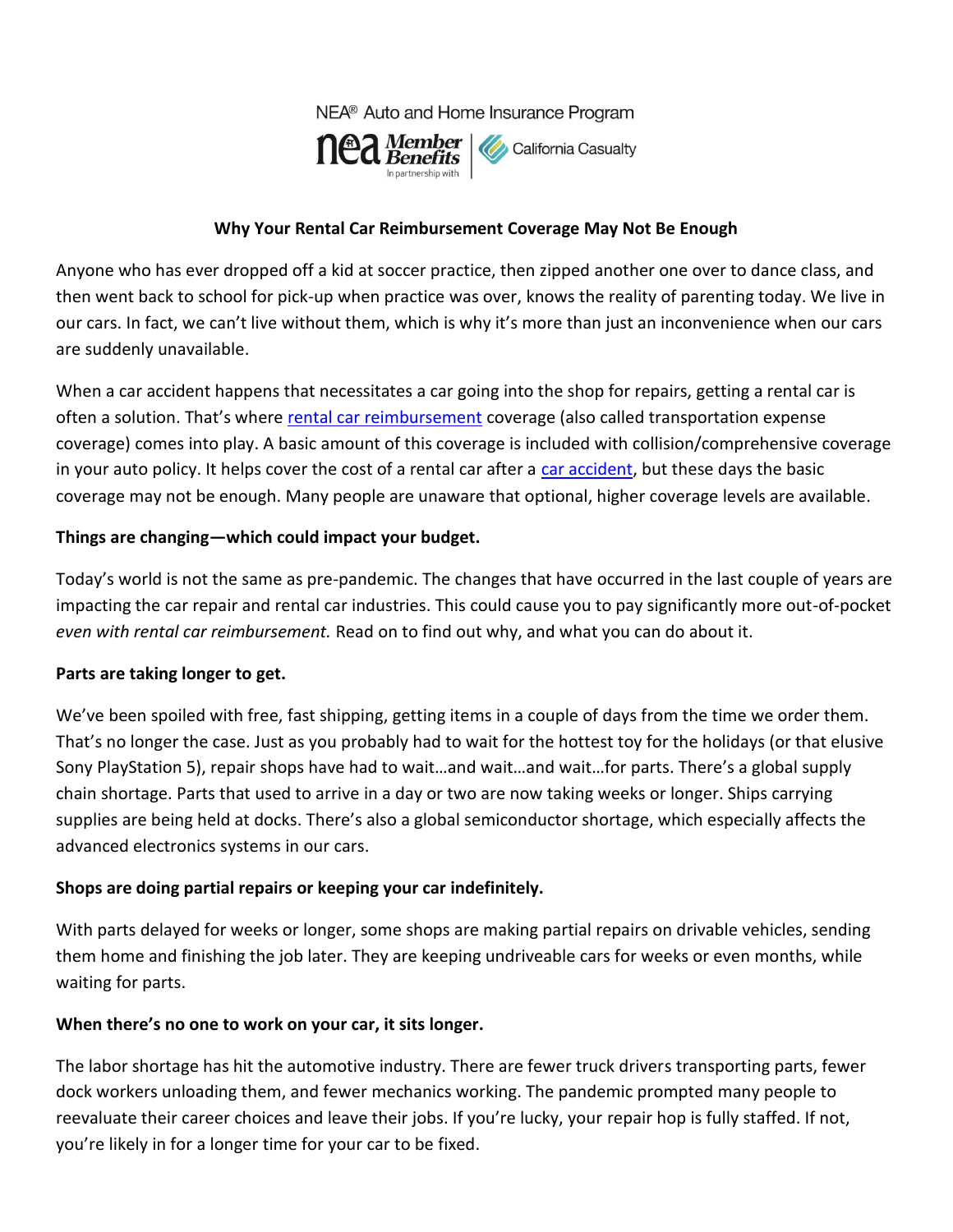NEA® Auto and Home Insurance Program

NEA Member Benefits | In partnership with California Casualty

# Why Your Rental Car Reimbursement Coverage May Not Be Enough

Anyone who has ever dropped off a kid at soccer practice, then zipped another one over to dance class, and then went back to school for pick-up when practice was over, knows the reality of parenting today. We live in our cars. In fact, we can't live without them, which is why it's more than just an inconvenience when our cars are suddenly unavailable.

When a car accident happens that necessitates a car going into the shop for repairs, getting a rental car is often a solution. That's where rental car reimbursement coverage (also called transportation expense coverage) comes into play. A basic amount of this coverage is included with collision/comprehensive coverage in your auto policy. It helps cover the cost of a rental car after a car accident, but these days the basic coverage may not be enough. Many people are unaware that optional, higher coverage levels are available.

**Things are changing—which could impact your budget.**

Today's world is not the same as pre-pandemic. The changes that have occurred in the last couple of years are impacting the car repair and rental car industries. This could cause you to pay significantly more out-of-pocket *even with rental car reimbursement.* Read on to find out why, and what you can do about it.

**Parts are taking longer to get.**

We've been spoiled with free, fast shipping, getting items in a couple of days from the time we order them. That's no longer the case. Just as you probably had to wait for the hottest toy for the holidays (or that elusive Sony PlayStation 5), repair shops have had to wait…and wait…and wait…for parts. There's a global supply chain shortage. Parts that used to arrive in a day or two are now taking weeks or longer. Ships carrying supplies are being held at docks. There's also a global semiconductor shortage, which especially affects the advanced electronics systems in our cars.

**Shops are doing partial repairs or keeping your car indefinitely.**

With parts delayed for weeks or longer, some shops are making partial repairs on drivable vehicles, sending them home and finishing the job later. They are keeping undriveable cars for weeks or even months, while waiting for parts.

**When there's no one to work on your car, it sits longer.**

The labor shortage has hit the automotive industry. There are fewer truck drivers transporting parts, fewer dock workers unloading them, and fewer mechanics working. The pandemic prompted many people to reevaluate their career choices and leave their jobs. If you're lucky, your repair hop is fully staffed. If not, you're likely in for a longer time for your car to be fixed.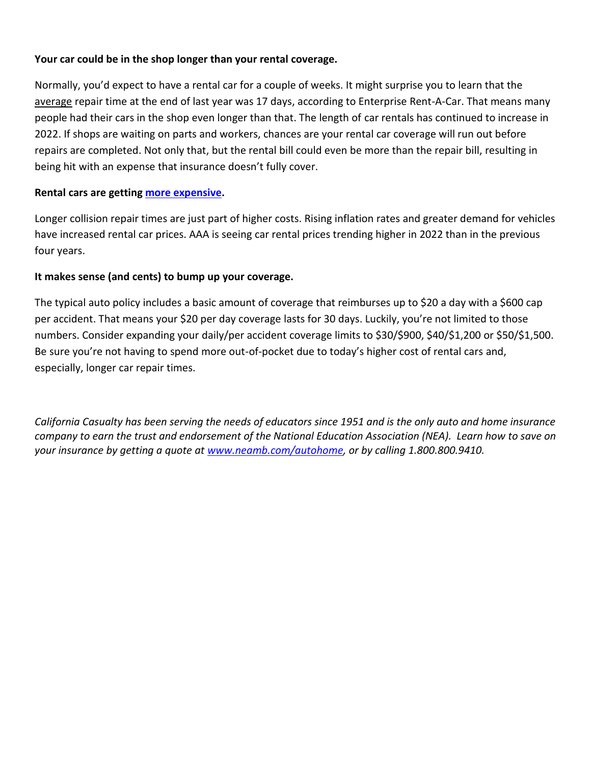**Your car could be in the shop longer than your rental coverage.**

Normally, you'd expect to have a rental car for a couple of weeks. It might surprise you to learn that the average repair time at the end of last year was 17 days, according to Enterprise Rent-A-Car. That means many people had their cars in the shop even longer than that. The length of car rentals has continued to increase in 2022. If shops are waiting on parts and workers, chances are your rental car coverage will run out before repairs are completed. Not only that, but the rental bill could even be more than the repair bill, resulting in being hit with an expense that insurance doesn't fully cover.

**Rental cars are getting more expensive.**

Longer collision repair times are just part of higher costs. Rising inflation rates and greater demand for vehicles have increased rental car prices. AAA is seeing car rental prices trending higher in 2022 than in the previous four years.

**It makes sense (and cents) to bump up your coverage.**

The typical auto policy includes a basic amount of coverage that reimburses up to $20 a day with a $600 cap per accident. That means your $20 per day coverage lasts for 30 days. Luckily, you're not limited to those numbers. Consider expanding your daily/per accident coverage limits to $30/$900, $40/$1,200 or $50/$1,500. Be sure you're not having to spend more out-of-pocket due to today's higher cost of rental cars and, especially, longer car repair times.

*California Casualty has been serving the needs of educators since 1951 and is the only auto and home insurance company to earn the trust and endorsement of the National Education Association (NEA). Learn how to save on your insurance by getting a quote at www.neamb.com/autohome, or by calling 1.800.800.9410.*